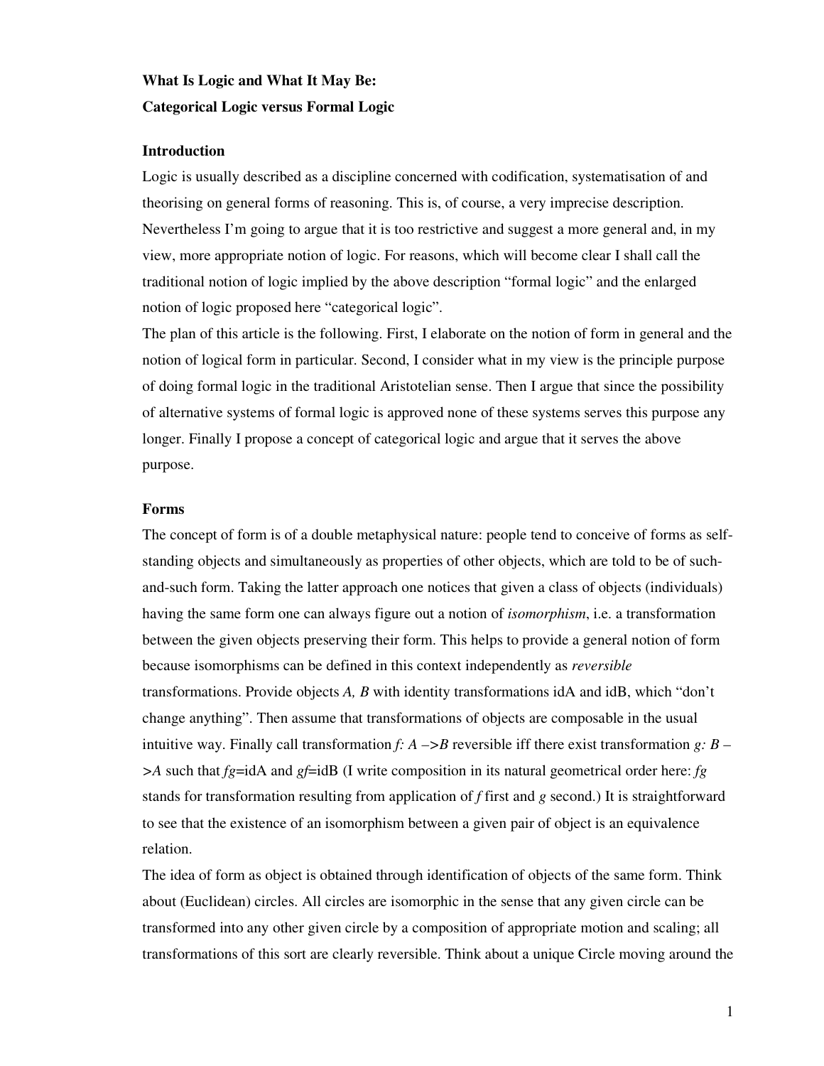**What Is Logic and What It May Be:**

**Categorical Logic versus Formal Logic**

## Introduction

Logic is usually described as a discipline concerned with codification, systematisation of and theorising on general forms of reasoning. This is, of course, a very imprecise description. Nevertheless I'm going to argue that it is too restrictive and suggest a more general and, in my view, more appropriate notion of logic. For reasons, which will become clear I shall call the traditional notion of logic implied by the above description "formal logic" and the enlarged notion of logic proposed here "categorical logic".

The plan of this article is the following. First, I elaborate on the notion of form in general and the notion of logical form in particular. Second, I consider what in my view is the principle purpose of doing formal logic in the traditional Aristotelian sense. Then I argue that since the possibility of alternative systems of formal logic is approved none of these systems serves this purpose any longer. Finally I propose a concept of categorical logic and argue that it serves the above purpose.

## Forms

The concept of form is of a double metaphysical nature: people tend to conceive of forms as self-standing objects and simultaneously as properties of other objects, which are told to be of such-and-such form. Taking the latter approach one notices that given a class of objects (individuals) having the same form one can always figure out a notion of *isomorphism*, i.e. a transformation between the given objects preserving their form. This helps to provide a general notion of form because isomorphisms can be defined in this context independently as *reversible* transformations. Provide objects *A, B* with identity transformations idA and idB, which "don't change anything". Then assume that transformations of objects are composable in the usual intuitive way. Finally call transformation *f: A –>B* reversible iff there exist transformation *g: B –>A* such that *fg*=idA and *gf*=idB (I write composition in its natural geometrical order here: *fg* stands for transformation resulting from application of *f* first and *g* second.) It is straightforward to see that the existence of an isomorphism between a given pair of object is an equivalence relation.

The idea of form as object is obtained through identification of objects of the same form. Think about (Euclidean) circles. All circles are isomorphic in the sense that any given circle can be transformed into any other given circle by a composition of appropriate motion and scaling; all transformations of this sort are clearly reversible. Think about a unique Circle moving around the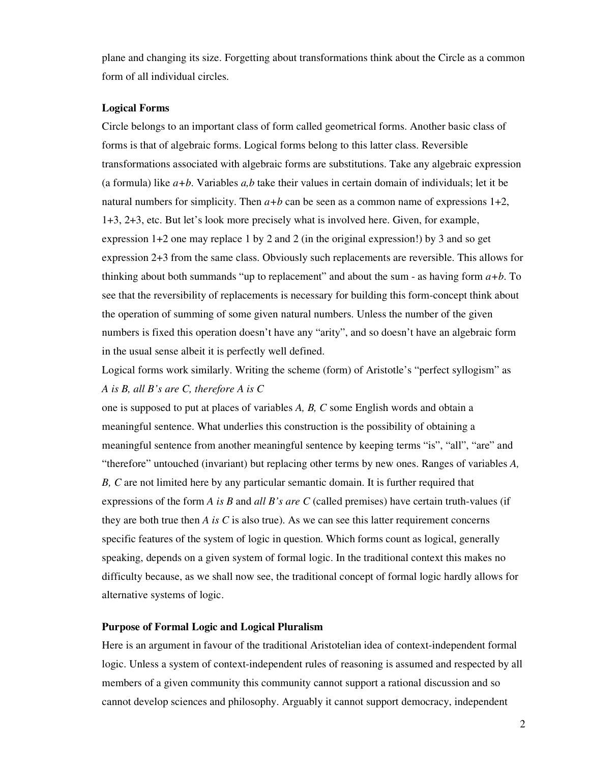plane and changing its size. Forgetting about transformations think about the Circle as a common form of all individual circles.

### Logical Forms

Circle belongs to an important class of form called geometrical forms. Another basic class of forms is that of algebraic forms. Logical forms belong to this latter class. Reversible transformations associated with algebraic forms are substitutions. Take any algebraic expression (a formula) like $a+b$. Variables $a,b$ take their values in certain domain of individuals; let it be natural numbers for simplicity. Then $a+b$ can be seen as a common name of expressions 1+2, 1+3, 2+3, etc. But let's look more precisely what is involved here. Given, for example, expression 1+2 one may replace 1 by 2 and 2 (in the original expression!) by 3 and so get expression 2+3 from the same class. Obviously such replacements are reversible. This allows for thinking about both summands "up to replacement" and about the sum - as having form $a+b$. To see that the reversibility of replacements is necessary for building this form-concept think about the operation of summing of some given natural numbers. Unless the number of the given numbers is fixed this operation doesn't have any "arity", and so doesn't have an algebraic form in the usual sense albeit it is perfectly well defined.

Logical forms work similarly. Writing the scheme (form) of Aristotle's "perfect syllogism" as

*A is B, all B's are C, therefore A is C*

one is supposed to put at places of variables *A, B, C* some English words and obtain a meaningful sentence. What underlies this construction is the possibility of obtaining a meaningful sentence from another meaningful sentence by keeping terms "is", "all", "are" and "therefore" untouched (invariant) but replacing other terms by new ones. Ranges of variables *A, B, C* are not limited here by any particular semantic domain. It is further required that expressions of the form *A is B* and *all B's are C* (called premises) have certain truth-values (if they are both true then *A is C* is also true). As we can see this latter requirement concerns specific features of the system of logic in question. Which forms count as logical, generally speaking, depends on a given system of formal logic. In the traditional context this makes no difficulty because, as we shall now see, the traditional concept of formal logic hardly allows for alternative systems of logic.

### Purpose of Formal Logic and Logical Pluralism

Here is an argument in favour of the traditional Aristotelian idea of context-independent formal logic. Unless a system of context-independent rules of reasoning is assumed and respected by all members of a given community this community cannot support a rational discussion and so cannot develop sciences and philosophy. Arguably it cannot support democracy, independent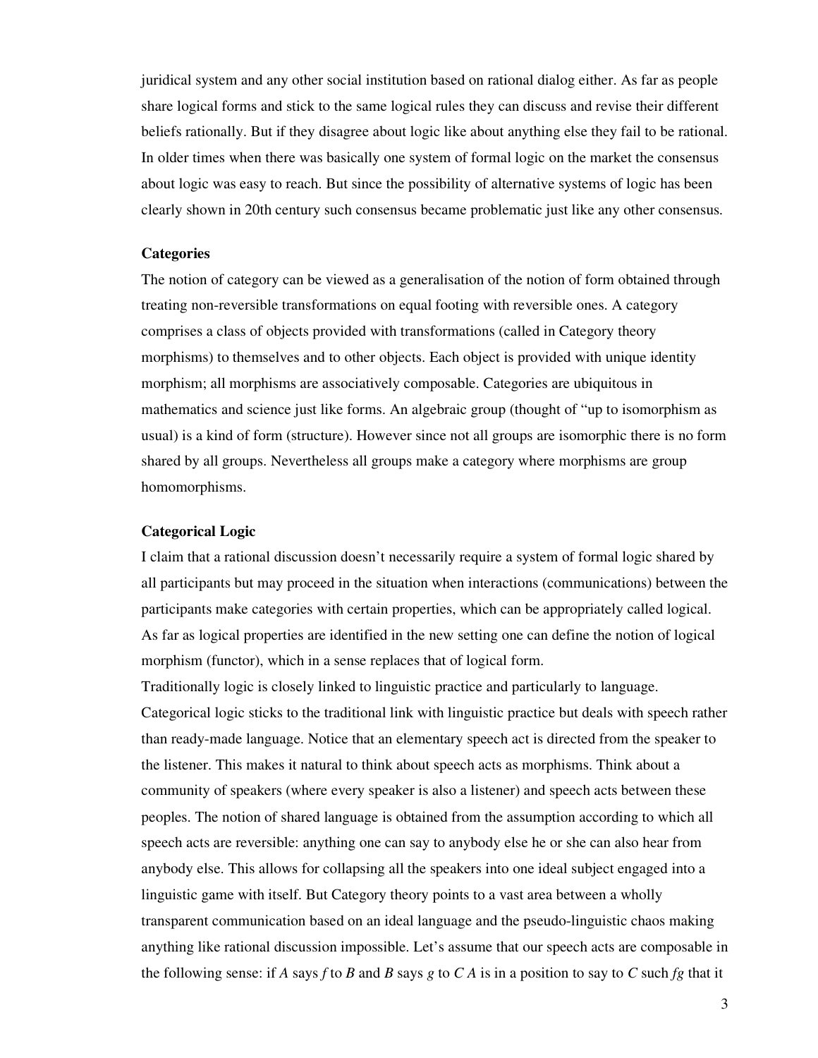juridical system and any other social institution based on rational dialog either. As far as people share logical forms and stick to the same logical rules they can discuss and revise their different beliefs rationally. But if they disagree about logic like about anything else they fail to be rational. In older times when there was basically one system of formal logic on the market the consensus about logic was easy to reach. But since the possibility of alternative systems of logic has been clearly shown in 20th century such consensus became problematic just like any other consensus.

**Categories**

The notion of category can be viewed as a generalisation of the notion of form obtained through treating non-reversible transformations on equal footing with reversible ones. A category comprises a class of objects provided with transformations (called in Category theory morphisms) to themselves and to other objects. Each object is provided with unique identity morphism; all morphisms are associatively composable. Categories are ubiquitous in mathematics and science just like forms. An algebraic group (thought of "up to isomorphism as usual) is a kind of form (structure). However since not all groups are isomorphic there is no form shared by all groups. Nevertheless all groups make a category where morphisms are group homomorphisms.

**Categorical Logic**

I claim that a rational discussion doesn't necessarily require a system of formal logic shared by all participants but may proceed in the situation when interactions (communications) between the participants make categories with certain properties, which can be appropriately called logical. As far as logical properties are identified in the new setting one can define the notion of logical morphism (functor), which in a sense replaces that of logical form.

Traditionally logic is closely linked to linguistic practice and particularly to language. Categorical logic sticks to the traditional link with linguistic practice but deals with speech rather than ready-made language. Notice that an elementary speech act is directed from the speaker to the listener. This makes it natural to think about speech acts as morphisms. Think about a community of speakers (where every speaker is also a listener) and speech acts between these peoples. The notion of shared language is obtained from the assumption according to which all speech acts are reversible: anything one can say to anybody else he or she can also hear from anybody else. This allows for collapsing all the speakers into one ideal subject engaged into a linguistic game with itself. But Category theory points to a vast area between a wholly transparent communication based on an ideal language and the pseudo-linguistic chaos making anything like rational discussion impossible. Let's assume that our speech acts are composable in the following sense: if $A$ says $f$ to $B$ and $B$ says $g$ to $C$ $A$ is in a position to say to $C$ such $fg$ that it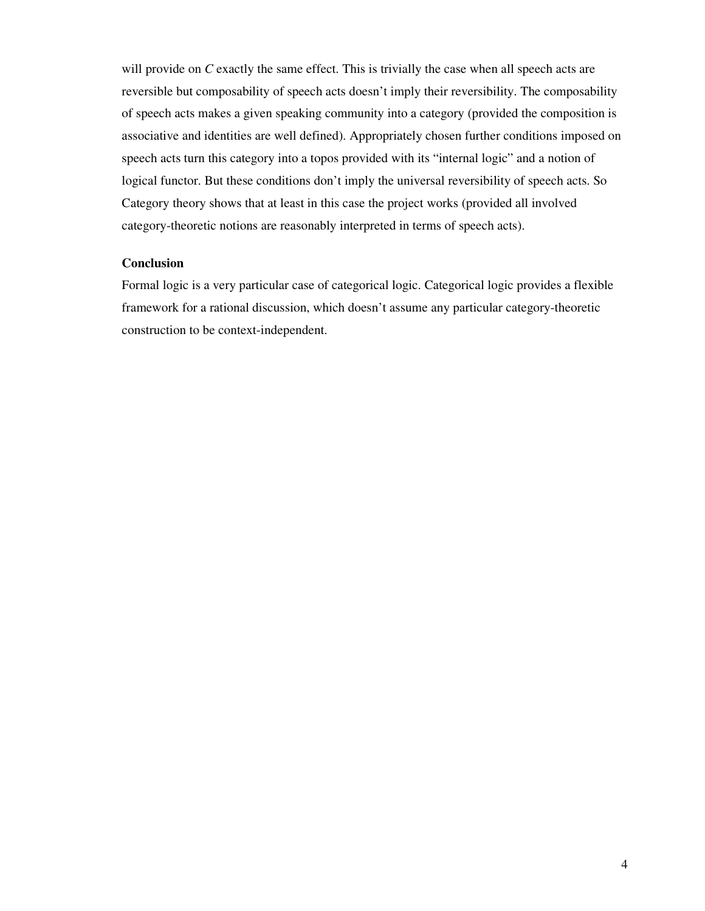will provide on *C* exactly the same effect. This is trivially the case when all speech acts are reversible but composability of speech acts doesn't imply their reversibility. The composability of speech acts makes a given speaking community into a category (provided the composition is associative and identities are well defined). Appropriately chosen further conditions imposed on speech acts turn this category into a topos provided with its "internal logic" and a notion of logical functor. But these conditions don't imply the universal reversibility of speech acts. So Category theory shows that at least in this case the project works (provided all involved category-theoretic notions are reasonably interpreted in terms of speech acts).

**Conclusion**

Formal logic is a very particular case of categorical logic. Categorical logic provides a flexible framework for a rational discussion, which doesn't assume any particular category-theoretic construction to be context-independent.